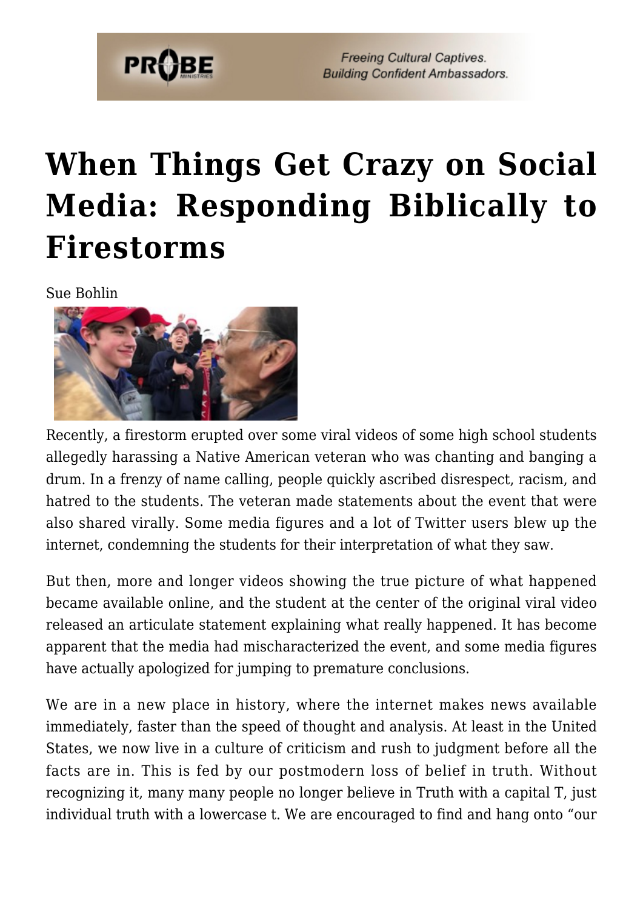# When Things Get Crazy on Social Media: Responding Biblically to Firestorms

Sue Bohlin

Recently, a firestorm erupted over some viral videos of some high school students allegedly harassing a Native American veteran who was chanting and banging a drum. In a frenzy of name calling, people quickly ascribed disrespect, racism, and hatred to the students. The veteran made statements about the event that were also shared virally. Some media figures and a lot of Twitter users blew up the internet, condemning the students for their interpretation of what they saw.

But then, more and longer videos showing the true picture of what happened became available online, and the student at the center of the original viral video released an articulate statement explaining what really happened. It has become apparent that the media had mischaracterized the event, and some media figures have actually apologized for jumping to premature conclusions.

We are in a new place in history, where the internet makes news available immediately, faster than the speed of thought and analysis. At least in the United States, we now live in a culture of criticism and rush to judgment before all the facts are in. This is fed by our postmodern loss of belief in truth. Without recognizing it, many many people no longer believe in Truth with a capital T, just individual truth with a lowercase t. We are encouraged to find and hang onto "our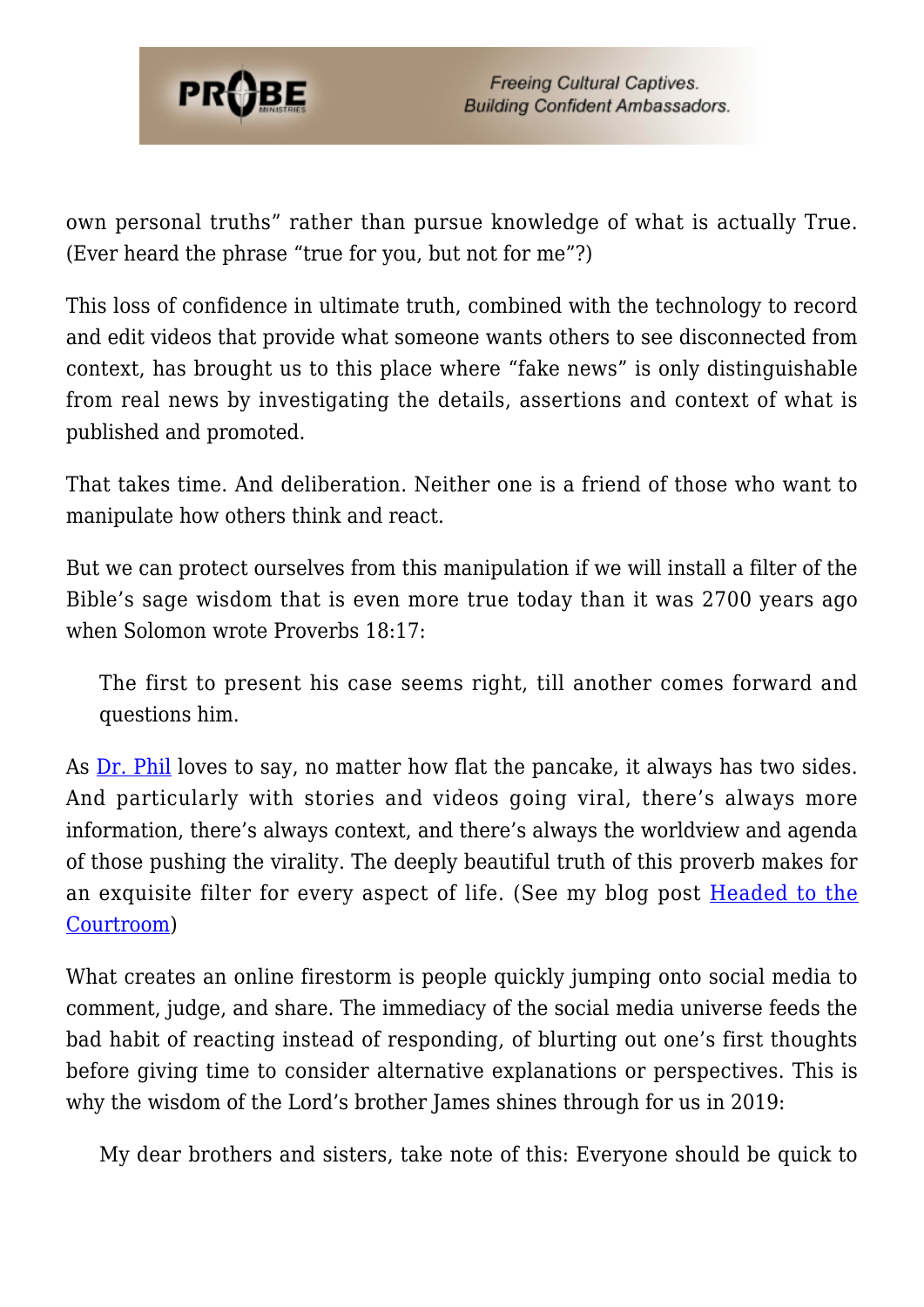own personal truths" rather than pursue knowledge of what is actually True. (Ever heard the phrase "true for you, but not for me"?)

This loss of confidence in ultimate truth, combined with the technology to record and edit videos that provide what someone wants others to see disconnected from context, has brought us to this place where "fake news" is only distinguishable from real news by investigating the details, assertions and context of what is published and promoted.

That takes time. And deliberation. Neither one is a friend of those who want to manipulate how others think and react.

But we can protect ourselves from this manipulation if we will install a filter of the Bible's sage wisdom that is even more true today than it was 2700 years ago when Solomon wrote Proverbs 18:17:

> The first to present his case seems right, till another comes forward and questions him.

As Dr. Phil loves to say, no matter how flat the pancake, it always has two sides. And particularly with stories and videos going viral, there's always more information, there's always context, and there's always the worldview and agenda of those pushing the virality. The deeply beautiful truth of this proverb makes for an exquisite filter for every aspect of life. (See my blog post Headed to the Courtroom)

What creates an online firestorm is people quickly jumping onto social media to comment, judge, and share. The immediacy of the social media universe feeds the bad habit of reacting instead of responding, of blurting out one's first thoughts before giving time to consider alternative explanations or perspectives. This is why the wisdom of the Lord's brother James shines through for us in 2019:

> My dear brothers and sisters, take note of this: Everyone should be quick to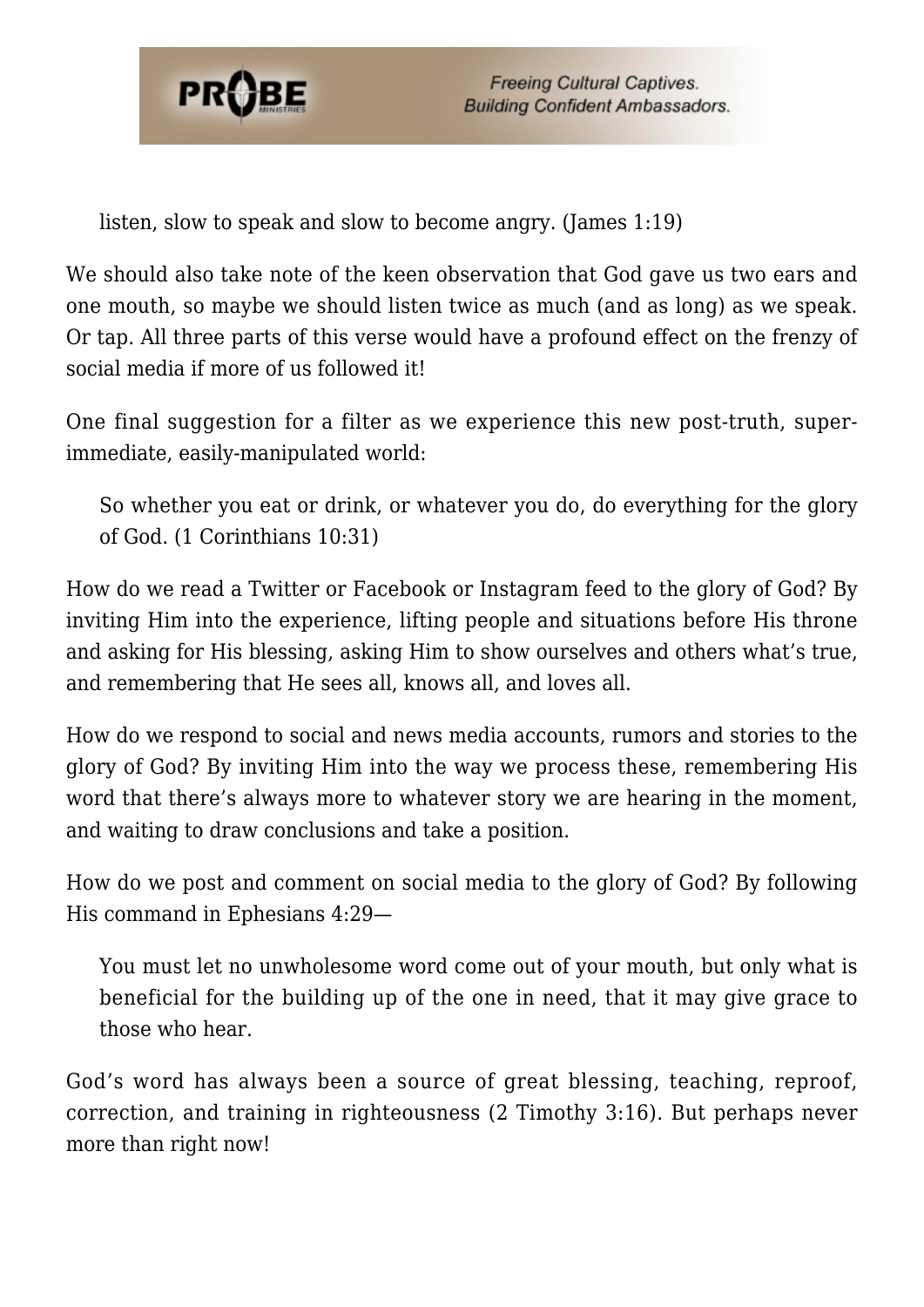> listen, slow to speak and slow to become angry. (James 1:19)

We should also take note of the keen observation that God gave us two ears and one mouth, so maybe we should listen twice as much (and as long) as we speak. Or tap. All three parts of this verse would have a profound effect on the frenzy of social media if more of us followed it!

One final suggestion for a filter as we experience this new post-truth, super-immediate, easily-manipulated world:

> So whether you eat or drink, or whatever you do, do everything for the glory of God. (1 Corinthians 10:31)

How do we read a Twitter or Facebook or Instagram feed to the glory of God? By inviting Him into the experience, lifting people and situations before His throne and asking for His blessing, asking Him to show ourselves and others what's true, and remembering that He sees all, knows all, and loves all.

How do we respond to social and news media accounts, rumors and stories to the glory of God? By inviting Him into the way we process these, remembering His word that there's always more to whatever story we are hearing in the moment, and waiting to draw conclusions and take a position.

How do we post and comment on social media to the glory of God? By following His command in Ephesians 4:29—

> You must let no unwholesome word come out of your mouth, but only what is beneficial for the building up of the one in need, that it may give grace to those who hear.

God's word has always been a source of great blessing, teaching, reproof, correction, and training in righteousness (2 Timothy 3:16). But perhaps never more than right now!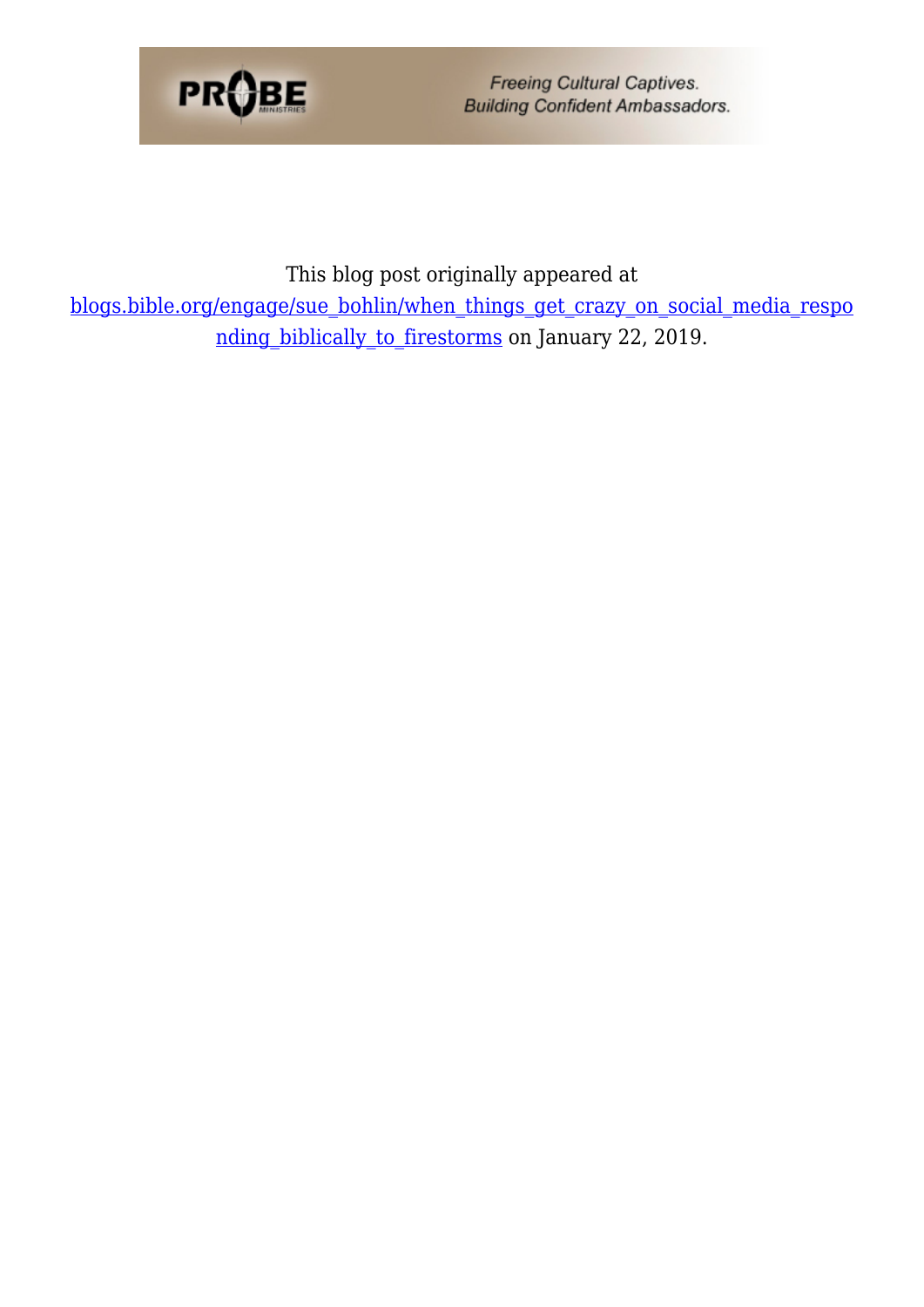This blog post originally appeared at blogs.bible.org/engage/sue_bohlin/when_things_get_crazy_on_social_media_responding_biblically_to_firestorms on January 22, 2019.